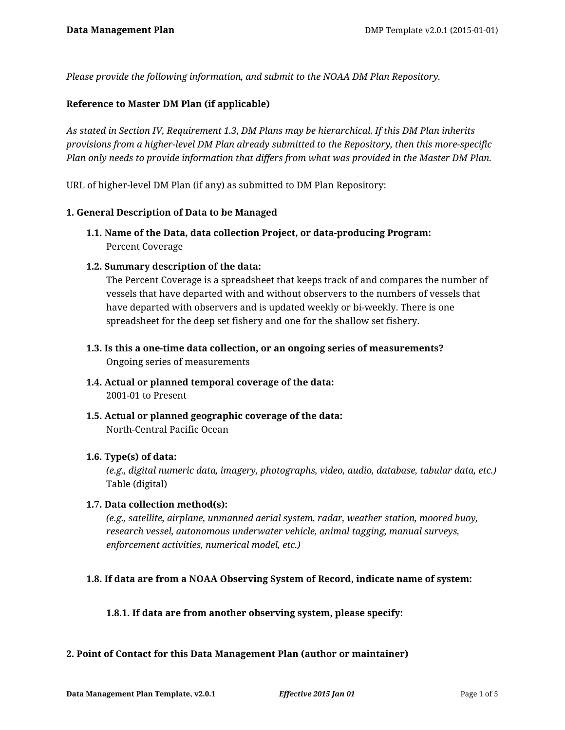*Please provide the following information, and submit to the NOAA DM Plan Repository.*

**Reference to Master DM Plan (if applicable)**

*As stated in Section IV, Requirement 1.3, DM Plans may be hierarchical. If this DM Plan inherits provisions from a higher-level DM Plan already submitted to the Repository, then this more-specific Plan only needs to provide information that differs from what was provided in the Master DM Plan.*

URL of higher-level DM Plan (if any) as submitted to DM Plan Repository:

## 1. General Description of Data to be Managed

### 1.1. Name of the Data, data collection Project, or data-producing Program:

Percent Coverage

### 1.2. Summary description of the data:

The Percent Coverage is a spreadsheet that keeps track of and compares the number of vessels that have departed with and without observers to the numbers of vessels that have departed with observers and is updated weekly or bi-weekly. There is one spreadsheet for the deep set fishery and one for the shallow set fishery.

### 1.3. Is this a one-time data collection, or an ongoing series of measurements?

Ongoing series of measurements

### 1.4. Actual or planned temporal coverage of the data:

2001-01 to Present

### 1.5. Actual or planned geographic coverage of the data:

North-Central Pacific Ocean

### 1.6. Type(s) of data:

*(e.g., digital numeric data, imagery, photographs, video, audio, database, tabular data, etc.)*

Table (digital)

### 1.7. Data collection method(s):

*(e.g., satellite, airplane, unmanned aerial system, radar, weather station, moored buoy, research vessel, autonomous underwater vehicle, animal tagging, manual surveys, enforcement activities, numerical model, etc.)*

### 1.8. If data are from a NOAA Observing System of Record, indicate name of system:

#### 1.8.1. If data are from another observing system, please specify:

## 2. Point of Contact for this Data Management Plan (author or maintainer)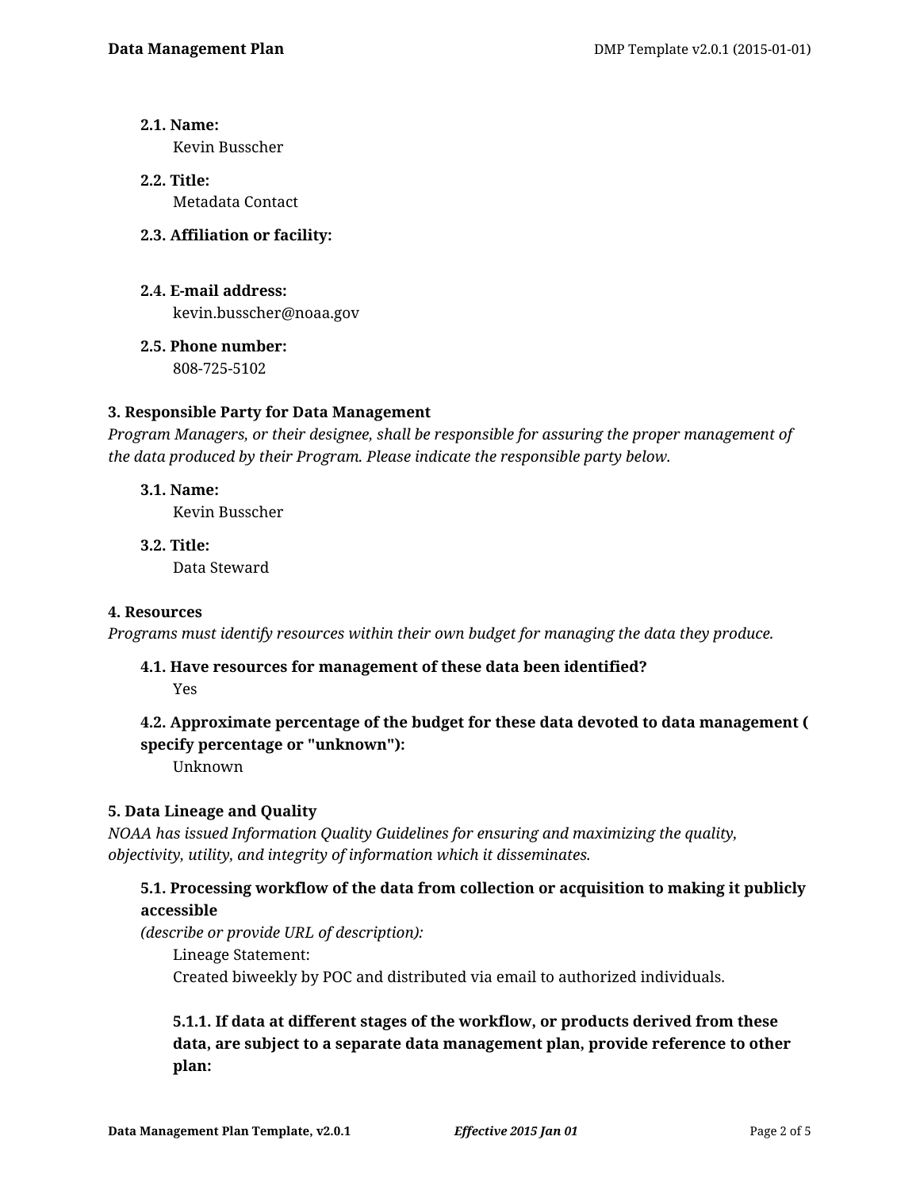**2.1. Name:**
Kevin Busscher

**2.2. Title:**
Metadata Contact

**2.3. Affiliation or facility:**

**2.4. E-mail address:**
kevin.busscher@noaa.gov

**2.5. Phone number:**
808-725-5102

### 3. Responsible Party for Data Management

*Program Managers, or their designee, shall be responsible for assuring the proper management of the data produced by their Program. Please indicate the responsible party below.*

**3.1. Name:**
Kevin Busscher

**3.2. Title:**
Data Steward

### 4. Resources

*Programs must identify resources within their own budget for managing the data they produce.*

**4.1. Have resources for management of these data been identified?**
Yes

**4.2. Approximate percentage of the budget for these data devoted to data management ( specify percentage or "unknown"):**
Unknown

### 5. Data Lineage and Quality

*NOAA has issued Information Quality Guidelines for ensuring and maximizing the quality, objectivity, utility, and integrity of information which it disseminates.*

**5.1. Processing workflow of the data from collection or acquisition to making it publicly accessible**
*(describe or provide URL of description):*

Lineage Statement:
Created biweekly by POC and distributed via email to authorized individuals.

**5.1.1. If data at different stages of the workflow, or products derived from these data, are subject to a separate data management plan, provide reference to other plan:**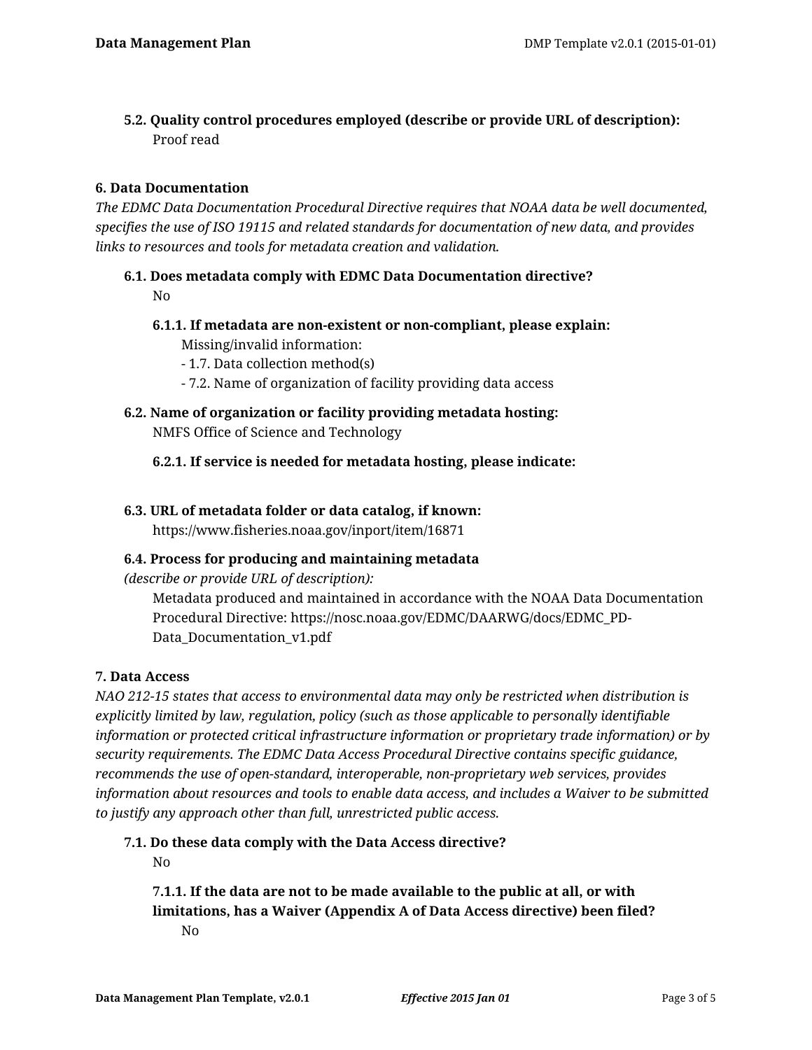### 5.2. Quality control procedures employed (describe or provide URL of description):

Proof read

## 6. Data Documentation

*The EDMC Data Documentation Procedural Directive requires that NOAA data be well documented, specifies the use of ISO 19115 and related standards for documentation of new data, and provides links to resources and tools for metadata creation and validation.*

### 6.1. Does metadata comply with EDMC Data Documentation directive?

No

#### 6.1.1. If metadata are non-existent or non-compliant, please explain:

Missing/invalid information:
- 1.7. Data collection method(s)
- 7.2. Name of organization of facility providing data access

### 6.2. Name of organization or facility providing metadata hosting:

NMFS Office of Science and Technology

#### 6.2.1. If service is needed for metadata hosting, please indicate:

### 6.3. URL of metadata folder or data catalog, if known:

https://www.fisheries.noaa.gov/inport/item/16871

### 6.4. Process for producing and maintaining metadata

*(describe or provide URL of description):*

Metadata produced and maintained in accordance with the NOAA Data Documentation Procedural Directive: https://nosc.noaa.gov/EDMC/DAARWG/docs/EDMC_PD-Data_Documentation_v1.pdf

## 7. Data Access

*NAO 212-15 states that access to environmental data may only be restricted when distribution is explicitly limited by law, regulation, policy (such as those applicable to personally identifiable information or protected critical infrastructure information or proprietary trade information) or by security requirements. The EDMC Data Access Procedural Directive contains specific guidance, recommends the use of open-standard, interoperable, non-proprietary web services, provides information about resources and tools to enable data access, and includes a Waiver to be submitted to justify any approach other than full, unrestricted public access.*

### 7.1. Do these data comply with the Data Access directive?

No

#### 7.1.1. If the data are not to be made available to the public at all, or with limitations, has a Waiver (Appendix A of Data Access directive) been filed?

No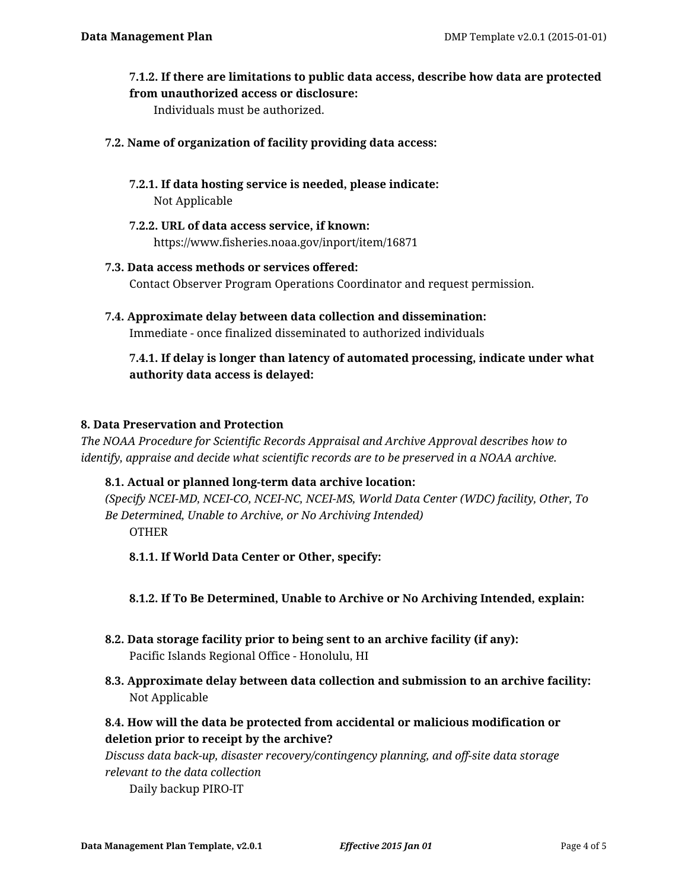**7.1.2. If there are limitations to public data access, describe how data are protected from unauthorized access or disclosure:**

Individuals must be authorized.

**7.2. Name of organization of facility providing data access:**

**7.2.1. If data hosting service is needed, please indicate:**

Not Applicable

**7.2.2. URL of data access service, if known:**

https://www.fisheries.noaa.gov/inport/item/16871

**7.3. Data access methods or services offered:**

Contact Observer Program Operations Coordinator and request permission.

**7.4. Approximate delay between data collection and dissemination:**

Immediate - once finalized disseminated to authorized individuals

**7.4.1. If delay is longer than latency of automated processing, indicate under what authority data access is delayed:**

## 8. Data Preservation and Protection

*The NOAA Procedure for Scientific Records Appraisal and Archive Approval describes how to identify, appraise and decide what scientific records are to be preserved in a NOAA archive.*

**8.1. Actual or planned long-term data archive location:**

*(Specify NCEI-MD, NCEI-CO, NCEI-NC, NCEI-MS, World Data Center (WDC) facility, Other, To Be Determined, Unable to Archive, or No Archiving Intended)*

OTHER

**8.1.1. If World Data Center or Other, specify:**

**8.1.2. If To Be Determined, Unable to Archive or No Archiving Intended, explain:**

**8.2. Data storage facility prior to being sent to an archive facility (if any):**

Pacific Islands Regional Office - Honolulu, HI

**8.3. Approximate delay between data collection and submission to an archive facility:**

Not Applicable

**8.4. How will the data be protected from accidental or malicious modification or deletion prior to receipt by the archive?**

*Discuss data back-up, disaster recovery/contingency planning, and off-site data storage relevant to the data collection*

Daily backup PIRO-IT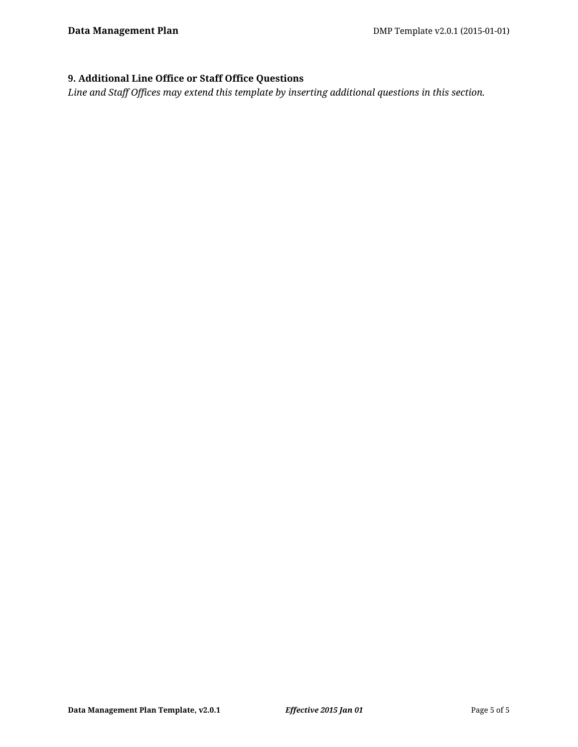### 9. Additional Line Office or Staff Office Questions

*Line and Staff Offices may extend this template by inserting additional questions in this section.*